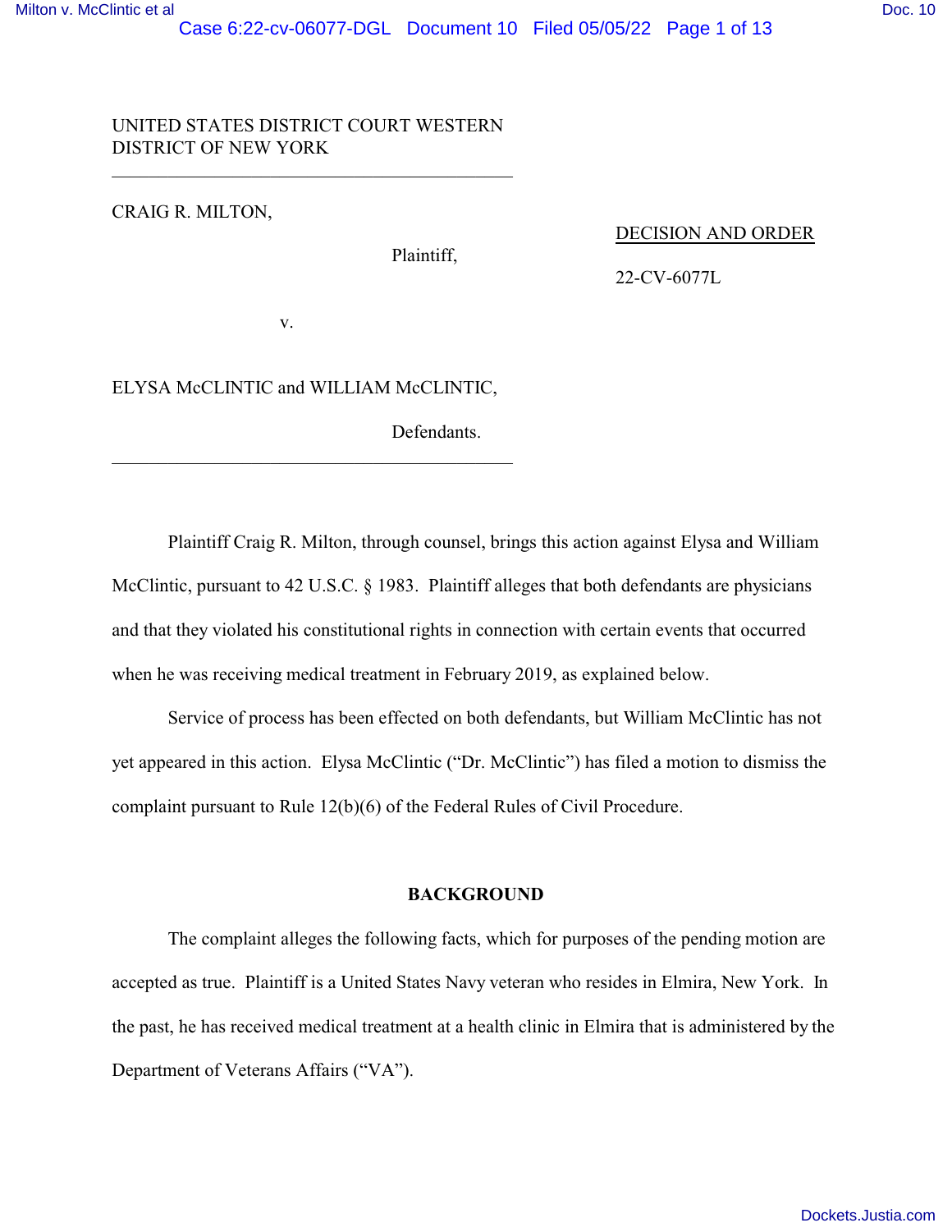UNITED STATES DISTRICT COURT WESTERN DISTRICT OF NEW YORK

---

CRAIG R. MILTON,

Plaintiff,

v.

ELYSA McCLINTIC and WILLIAM McCLINTIC,

Defendants.

---

DECISION AND ORDER

22-CV-6077L

Plaintiff Craig R. Milton, through counsel, brings this action against Elysa and William McClintic, pursuant to 42 U.S.C. § 1983. Plaintiff alleges that both defendants are physicians and that they violated his constitutional rights in connection with certain events that occurred when he was receiving medical treatment in February 2019, as explained below.

Service of process has been effected on both defendants, but William McClintic has not yet appeared in this action. Elysa McClintic ("Dr. McClintic") has filed a motion to dismiss the complaint pursuant to Rule 12(b)(6) of the Federal Rules of Civil Procedure.

## BACKGROUND

The complaint alleges the following facts, which for purposes of the pending motion are accepted as true. Plaintiff is a United States Navy veteran who resides in Elmira, New York. In the past, he has received medical treatment at a health clinic in Elmira that is administered by the Department of Veterans Affairs ("VA").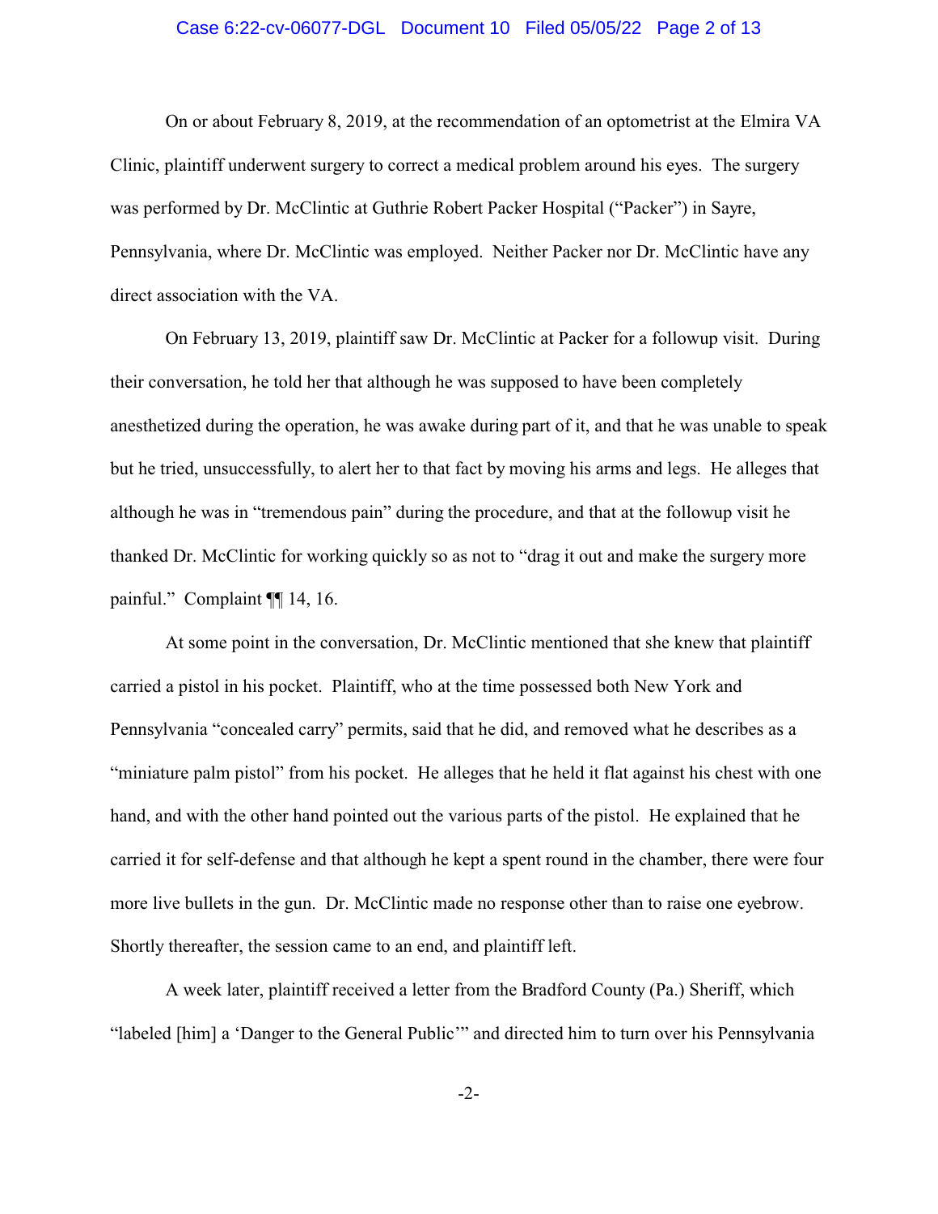On or about February 8, 2019, at the recommendation of an optometrist at the Elmira VA Clinic, plaintiff underwent surgery to correct a medical problem around his eyes. The surgery was performed by Dr. McClintic at Guthrie Robert Packer Hospital ("Packer") in Sayre, Pennsylvania, where Dr. McClintic was employed. Neither Packer nor Dr. McClintic have any direct association with the VA.

On February 13, 2019, plaintiff saw Dr. McClintic at Packer for a followup visit. During their conversation, he told her that although he was supposed to have been completely anesthetized during the operation, he was awake during part of it, and that he was unable to speak but he tried, unsuccessfully, to alert her to that fact by moving his arms and legs. He alleges that although he was in "tremendous pain" during the procedure, and that at the followup visit he thanked Dr. McClintic for working quickly so as not to "drag it out and make the surgery more painful." Complaint ¶¶ 14, 16.

At some point in the conversation, Dr. McClintic mentioned that she knew that plaintiff carried a pistol in his pocket. Plaintiff, who at the time possessed both New York and Pennsylvania "concealed carry" permits, said that he did, and removed what he describes as a "miniature palm pistol" from his pocket. He alleges that he held it flat against his chest with one hand, and with the other hand pointed out the various parts of the pistol. He explained that he carried it for self-defense and that although he kept a spent round in the chamber, there were four more live bullets in the gun. Dr. McClintic made no response other than to raise one eyebrow. Shortly thereafter, the session came to an end, and plaintiff left.

A week later, plaintiff received a letter from the Bradford County (Pa.) Sheriff, which "labeled [him] a 'Danger to the General Public'" and directed him to turn over his Pennsylvania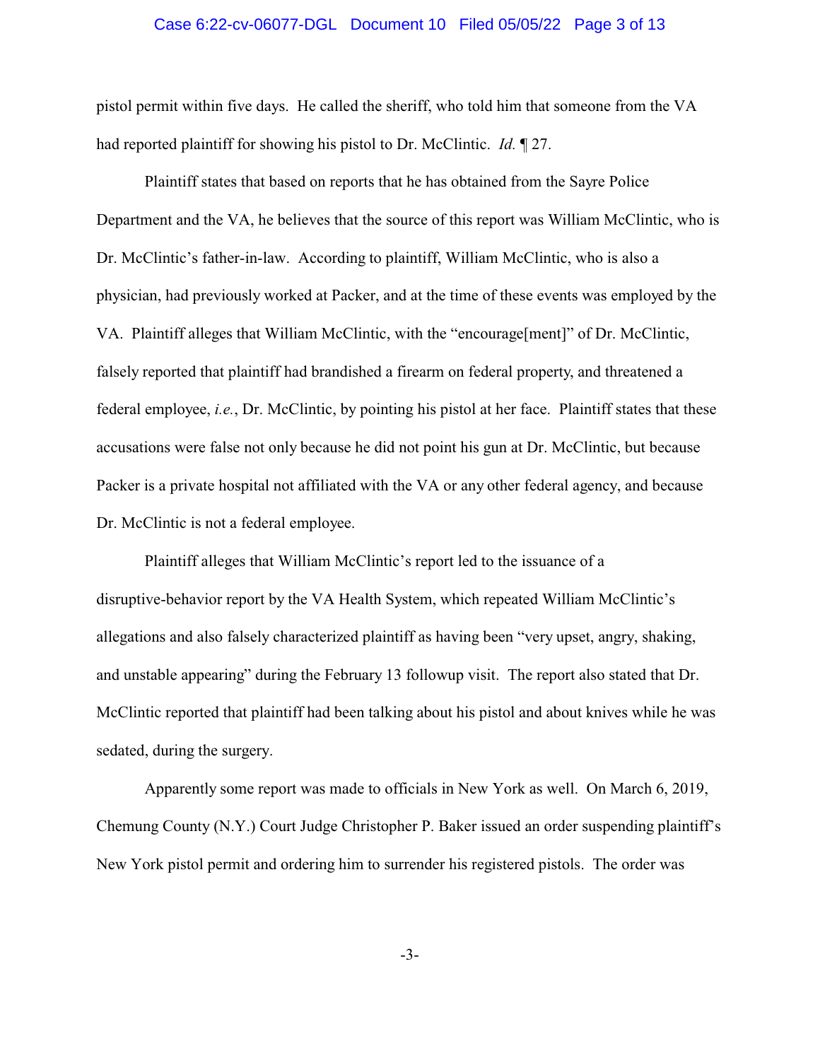pistol permit within five days. He called the sheriff, who told him that someone from the VA had reported plaintiff for showing his pistol to Dr. McClintic. *Id.* ¶ 27.

Plaintiff states that based on reports that he has obtained from the Sayre Police Department and the VA, he believes that the source of this report was William McClintic, who is Dr. McClintic's father-in-law. According to plaintiff, William McClintic, who is also a physician, had previously worked at Packer, and at the time of these events was employed by the VA. Plaintiff alleges that William McClintic, with the "encourage[ment]" of Dr. McClintic, falsely reported that plaintiff had brandished a firearm on federal property, and threatened a federal employee, *i.e.*, Dr. McClintic, by pointing his pistol at her face. Plaintiff states that these accusations were false not only because he did not point his gun at Dr. McClintic, but because Packer is a private hospital not affiliated with the VA or any other federal agency, and because Dr. McClintic is not a federal employee.

Plaintiff alleges that William McClintic's report led to the issuance of a disruptive-behavior report by the VA Health System, which repeated William McClintic's allegations and also falsely characterized plaintiff as having been "very upset, angry, shaking, and unstable appearing" during the February 13 followup visit. The report also stated that Dr. McClintic reported that plaintiff had been talking about his pistol and about knives while he was sedated, during the surgery.

Apparently some report was made to officials in New York as well. On March 6, 2019, Chemung County (N.Y.) Court Judge Christopher P. Baker issued an order suspending plaintiff's New York pistol permit and ordering him to surrender his registered pistols. The order was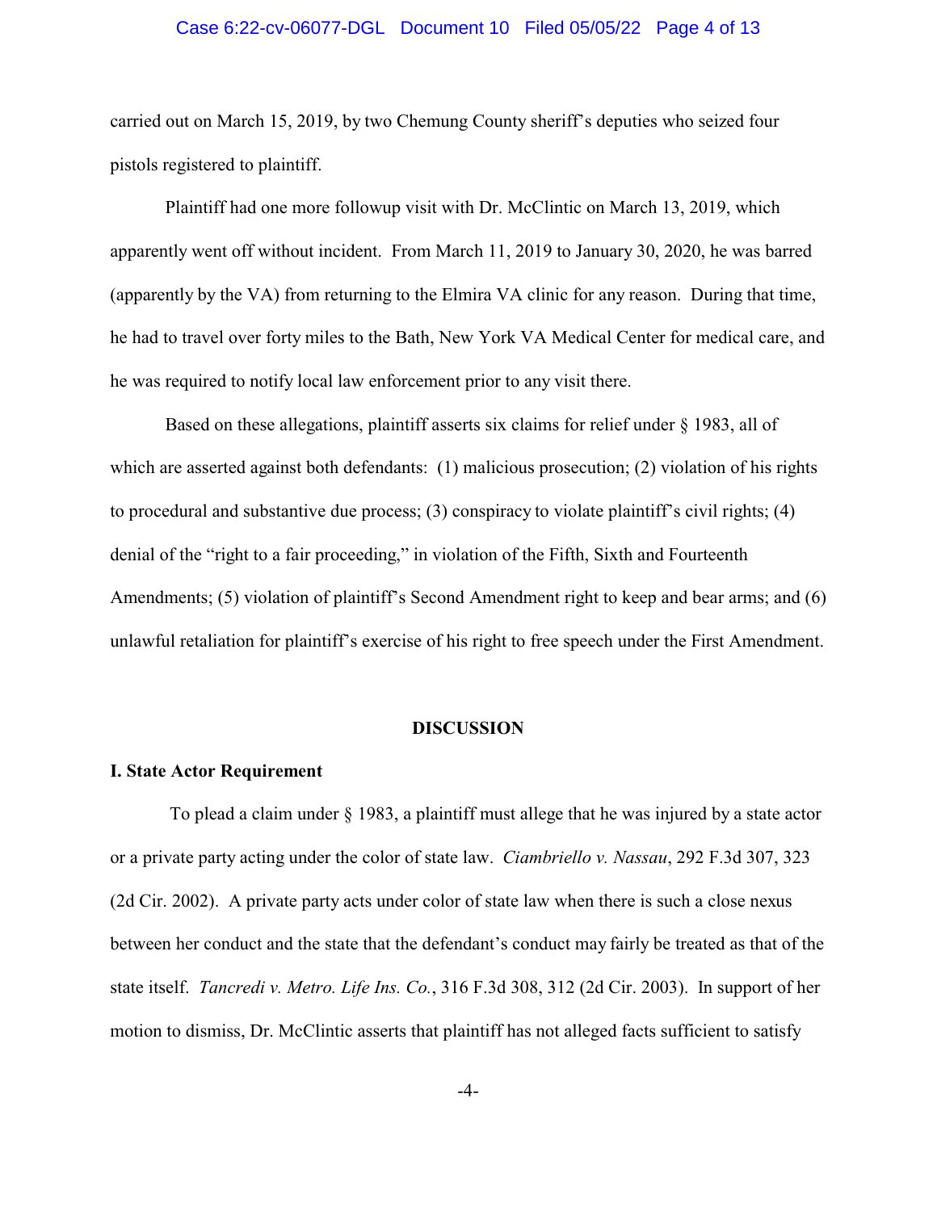carried out on March 15, 2019, by two Chemung County sheriff's deputies who seized four pistols registered to plaintiff.

Plaintiff had one more followup visit with Dr. McClintic on March 13, 2019, which apparently went off without incident. From March 11, 2019 to January 30, 2020, he was barred (apparently by the VA) from returning to the Elmira VA clinic for any reason. During that time, he had to travel over forty miles to the Bath, New York VA Medical Center for medical care, and he was required to notify local law enforcement prior to any visit there.

Based on these allegations, plaintiff asserts six claims for relief under § 1983, all of which are asserted against both defendants: (1) malicious prosecution; (2) violation of his rights to procedural and substantive due process; (3) conspiracy to violate plaintiff's civil rights; (4) denial of the "right to a fair proceeding," in violation of the Fifth, Sixth and Fourteenth Amendments; (5) violation of plaintiff's Second Amendment right to keep and bear arms; and (6) unlawful retaliation for plaintiff's exercise of his right to free speech under the First Amendment.

## DISCUSSION

### I. State Actor Requirement

To plead a claim under § 1983, a plaintiff must allege that he was injured by a state actor or a private party acting under the color of state law. *Ciambriello v. Nassau*, 292 F.3d 307, 323 (2d Cir. 2002). A private party acts under color of state law when there is such a close nexus between her conduct and the state that the defendant's conduct may fairly be treated as that of the state itself. *Tancredi v. Metro. Life Ins. Co.*, 316 F.3d 308, 312 (2d Cir. 2003). In support of her motion to dismiss, Dr. McClintic asserts that plaintiff has not alleged facts sufficient to satisfy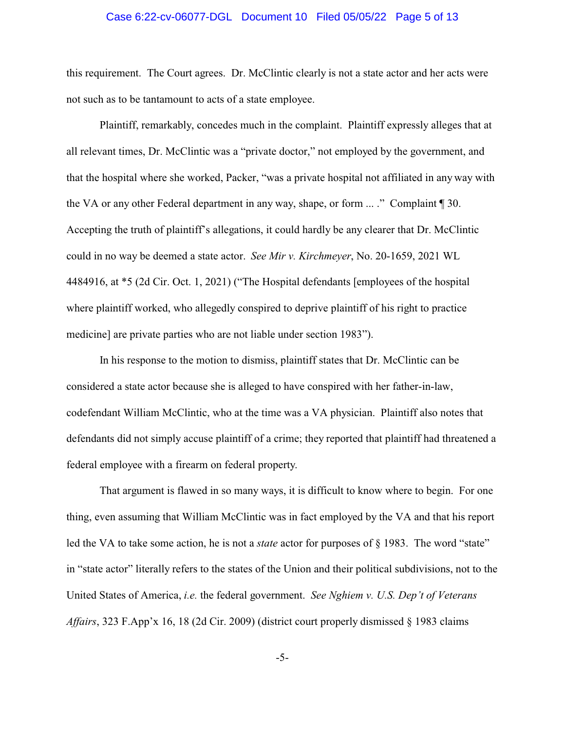this requirement. The Court agrees. Dr. McClintic clearly is not a state actor and her acts were not such as to be tantamount to acts of a state employee.

Plaintiff, remarkably, concedes much in the complaint. Plaintiff expressly alleges that at all relevant times, Dr. McClintic was a "private doctor," not employed by the government, and that the hospital where she worked, Packer, "was a private hospital not affiliated in any way with the VA or any other Federal department in any way, shape, or form ... ." Complaint ¶ 30. Accepting the truth of plaintiff's allegations, it could hardly be any clearer that Dr. McClintic could in no way be deemed a state actor. *See Mir v. Kirchmeyer*, No. 20-1659, 2021 WL 4484916, at *5 (2d Cir. Oct. 1, 2021) ("The Hospital defendants [employees of the hospital where plaintiff worked, who allegedly conspired to deprive plaintiff of his right to practice medicine] are private parties who are not liable under section 1983").

In his response to the motion to dismiss, plaintiff states that Dr. McClintic can be considered a state actor because she is alleged to have conspired with her father-in-law, codefendant William McClintic, who at the time was a VA physician. Plaintiff also notes that defendants did not simply accuse plaintiff of a crime; they reported that plaintiff had threatened a federal employee with a firearm on federal property.

That argument is flawed in so many ways, it is difficult to know where to begin. For one thing, even assuming that William McClintic was in fact employed by the VA and that his report led the VA to take some action, he is not a *state* actor for purposes of § 1983. The word "state" in "state actor" literally refers to the states of the Union and their political subdivisions, not to the United States of America, *i.e.* the federal government. *See Nghiem v. U.S. Dep't of Veterans Affairs*, 323 F.App'x 16, 18 (2d Cir. 2009) (district court properly dismissed § 1983 claims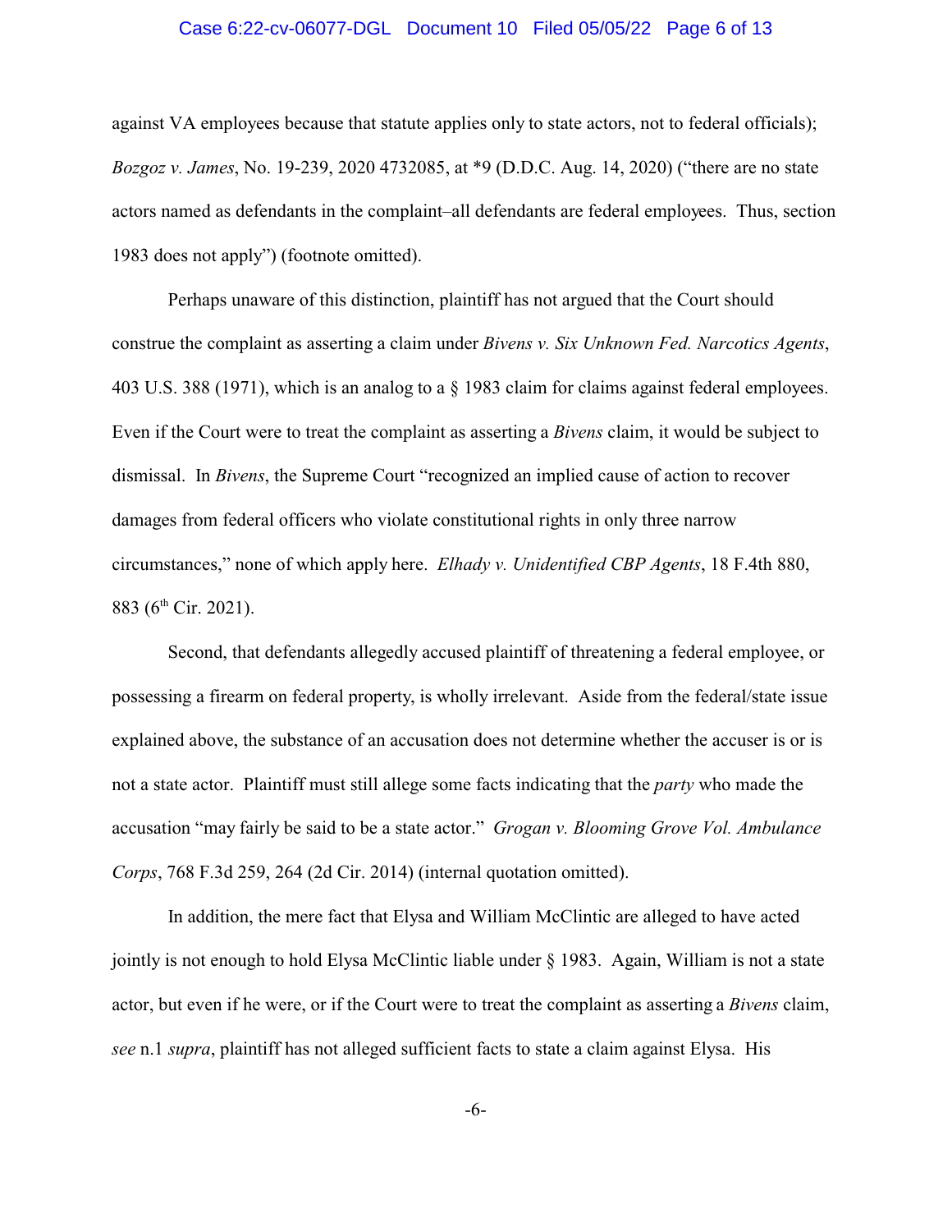against VA employees because that statute applies only to state actors, not to federal officials); *Bozgoz v. James*, No. 19-239, 2020 4732085, at *9 (D.D.C. Aug. 14, 2020) ("there are no state actors named as defendants in the complaint–all defendants are federal employees. Thus, section 1983 does not apply") (footnote omitted).

Perhaps unaware of this distinction, plaintiff has not argued that the Court should construe the complaint as asserting a claim under *Bivens v. Six Unknown Fed. Narcotics Agents*, 403 U.S. 388 (1971), which is an analog to a § 1983 claim for claims against federal employees. Even if the Court were to treat the complaint as asserting a *Bivens* claim, it would be subject to dismissal. In *Bivens*, the Supreme Court "recognized an implied cause of action to recover damages from federal officers who violate constitutional rights in only three narrow circumstances," none of which apply here. *Elhady v. Unidentified CBP Agents*, 18 F.4th 880, 883 (6th Cir. 2021).

Second, that defendants allegedly accused plaintiff of threatening a federal employee, or possessing a firearm on federal property, is wholly irrelevant. Aside from the federal/state issue explained above, the substance of an accusation does not determine whether the accuser is or is not a state actor. Plaintiff must still allege some facts indicating that the *party* who made the accusation "may fairly be said to be a state actor." *Grogan v. Blooming Grove Vol. Ambulance Corps*, 768 F.3d 259, 264 (2d Cir. 2014) (internal quotation omitted).

In addition, the mere fact that Elysa and William McClintic are alleged to have acted jointly is not enough to hold Elysa McClintic liable under § 1983. Again, William is not a state actor, but even if he were, or if the Court were to treat the complaint as asserting a *Bivens* claim, *see* n.1 *supra*, plaintiff has not alleged sufficient facts to state a claim against Elysa. His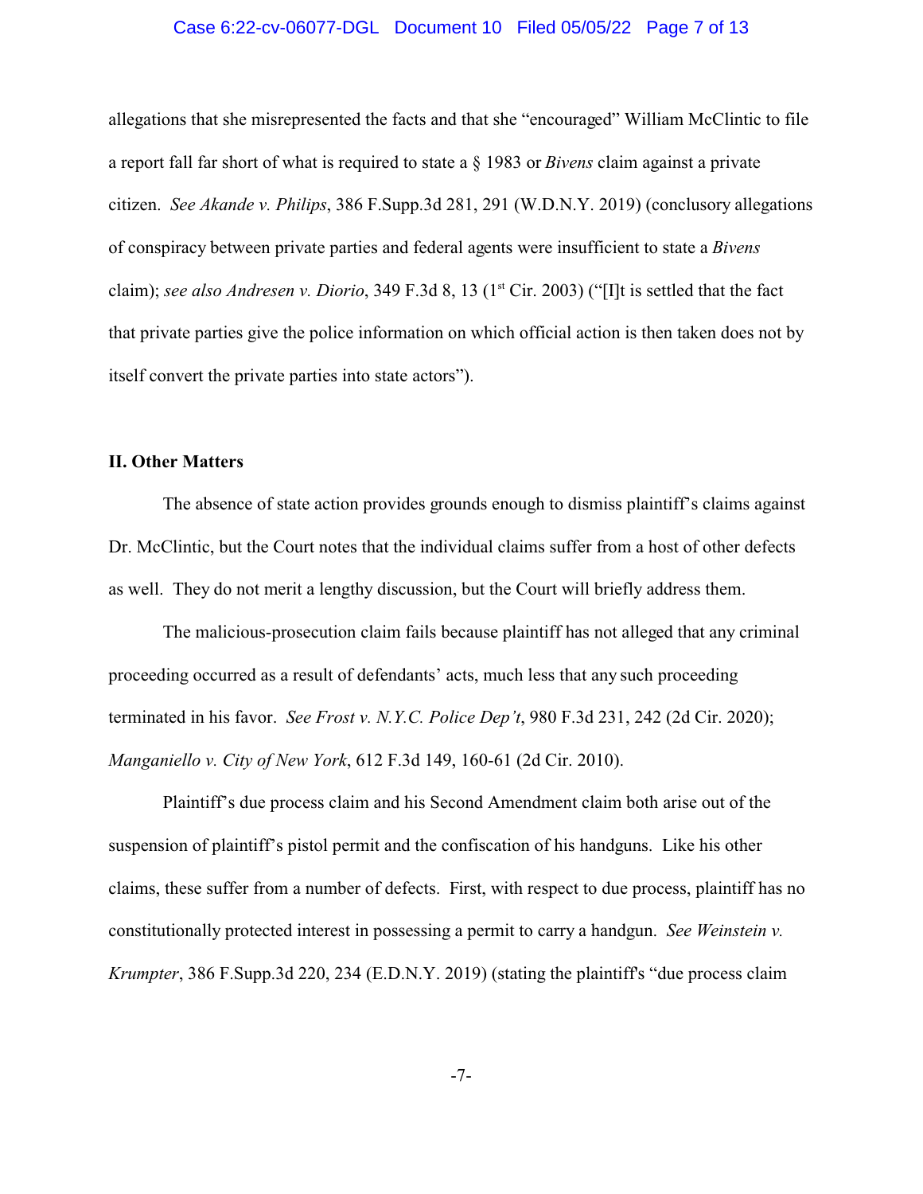allegations that she misrepresented the facts and that she "encouraged" William McClintic to file a report fall far short of what is required to state a § 1983 or *Bivens* claim against a private citizen. *See Akande v. Philips*, 386 F.Supp.3d 281, 291 (W.D.N.Y. 2019) (conclusory allegations of conspiracy between private parties and federal agents were insufficient to state a *Bivens* claim); *see also Andresen v. Diorio*, 349 F.3d 8, 13 (1st Cir. 2003) ("[I]t is settled that the fact that private parties give the police information on which official action is then taken does not by itself convert the private parties into state actors").

## II. Other Matters

The absence of state action provides grounds enough to dismiss plaintiff's claims against Dr. McClintic, but the Court notes that the individual claims suffer from a host of other defects as well. They do not merit a lengthy discussion, but the Court will briefly address them.

The malicious-prosecution claim fails because plaintiff has not alleged that any criminal proceeding occurred as a result of defendants' acts, much less that any such proceeding terminated in his favor. *See Frost v. N.Y.C. Police Dep't*, 980 F.3d 231, 242 (2d Cir. 2020); *Manganiello v. City of New York*, 612 F.3d 149, 160-61 (2d Cir. 2010).

Plaintiff's due process claim and his Second Amendment claim both arise out of the suspension of plaintiff's pistol permit and the confiscation of his handguns. Like his other claims, these suffer from a number of defects. First, with respect to due process, plaintiff has no constitutionally protected interest in possessing a permit to carry a handgun. *See Weinstein v. Krumpter*, 386 F.Supp.3d 220, 234 (E.D.N.Y. 2019) (stating the plaintiff's "due process claim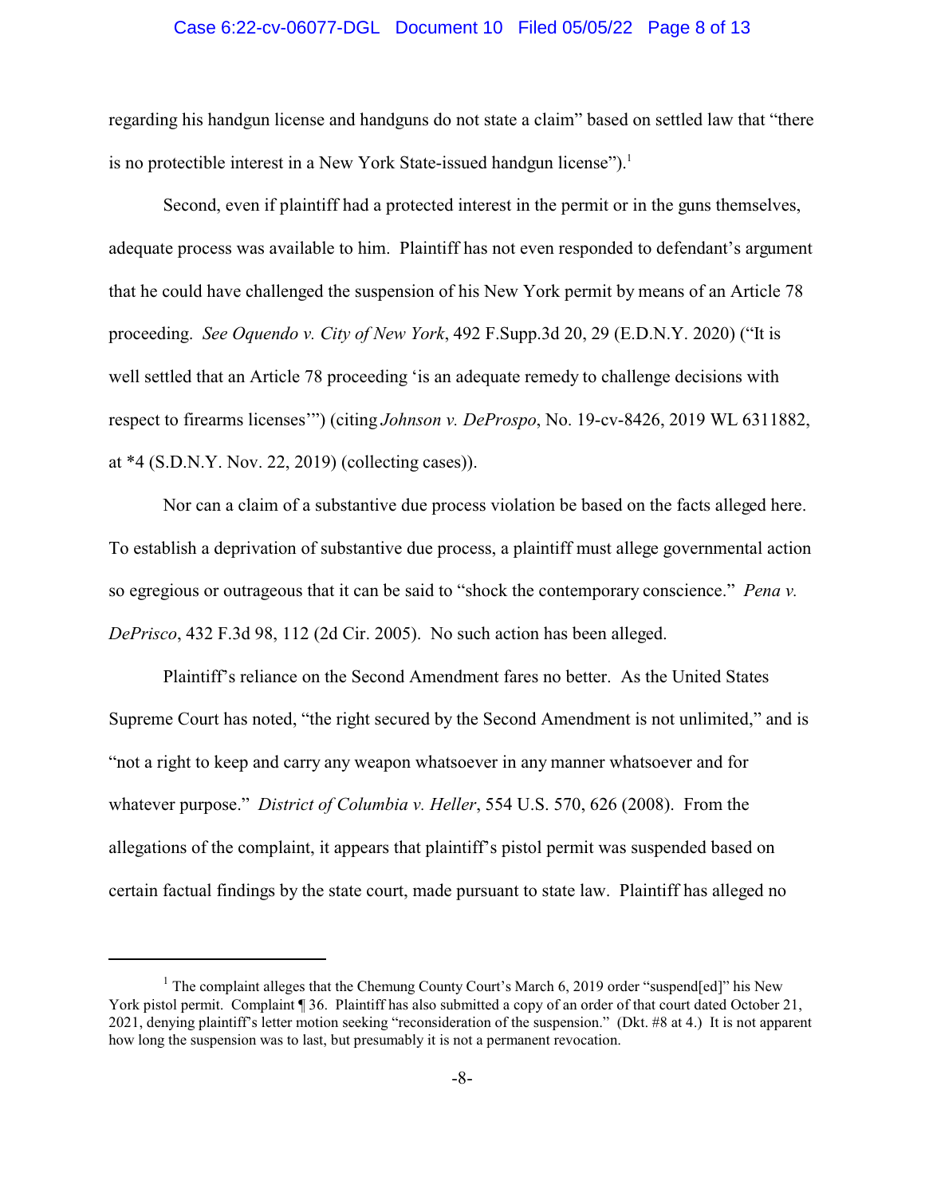regarding his handgun license and handguns do not state a claim" based on settled law that "there is no protectible interest in a New York State-issued handgun license").[1]

Second, even if plaintiff had a protected interest in the permit or in the guns themselves, adequate process was available to him. Plaintiff has not even responded to defendant's argument that he could have challenged the suspension of his New York permit by means of an Article 78 proceeding. *See Oquendo v. City of New York*, 492 F.Supp.3d 20, 29 (E.D.N.Y. 2020) ("It is well settled that an Article 78 proceeding 'is an adequate remedy to challenge decisions with respect to firearms licenses'") (citing *Johnson v. DeProspo*, No. 19-cv-8426, 2019 WL 6311882, at *4 (S.D.N.Y. Nov. 22, 2019) (collecting cases)).

Nor can a claim of a substantive due process violation be based on the facts alleged here. To establish a deprivation of substantive due process, a plaintiff must allege governmental action so egregious or outrageous that it can be said to "shock the contemporary conscience." *Pena v. DePrisco*, 432 F.3d 98, 112 (2d Cir. 2005). No such action has been alleged.

Plaintiff's reliance on the Second Amendment fares no better. As the United States Supreme Court has noted, "the right secured by the Second Amendment is not unlimited," and is "not a right to keep and carry any weapon whatsoever in any manner whatsoever and for whatever purpose." *District of Columbia v. Heller*, 554 U.S. 570, 626 (2008). From the allegations of the complaint, it appears that plaintiff's pistol permit was suspended based on certain factual findings by the state court, made pursuant to state law. Plaintiff has alleged no

---

[1] The complaint alleges that the Chemung County Court's March 6, 2019 order "suspend[ed]" his New York pistol permit. Complaint ¶ 36. Plaintiff has also submitted a copy of an order of that court dated October 21, 2021, denying plaintiff's letter motion seeking "reconsideration of the suspension." (Dkt. #8 at 4.) It is not apparent how long the suspension was to last, but presumably it is not a permanent revocation.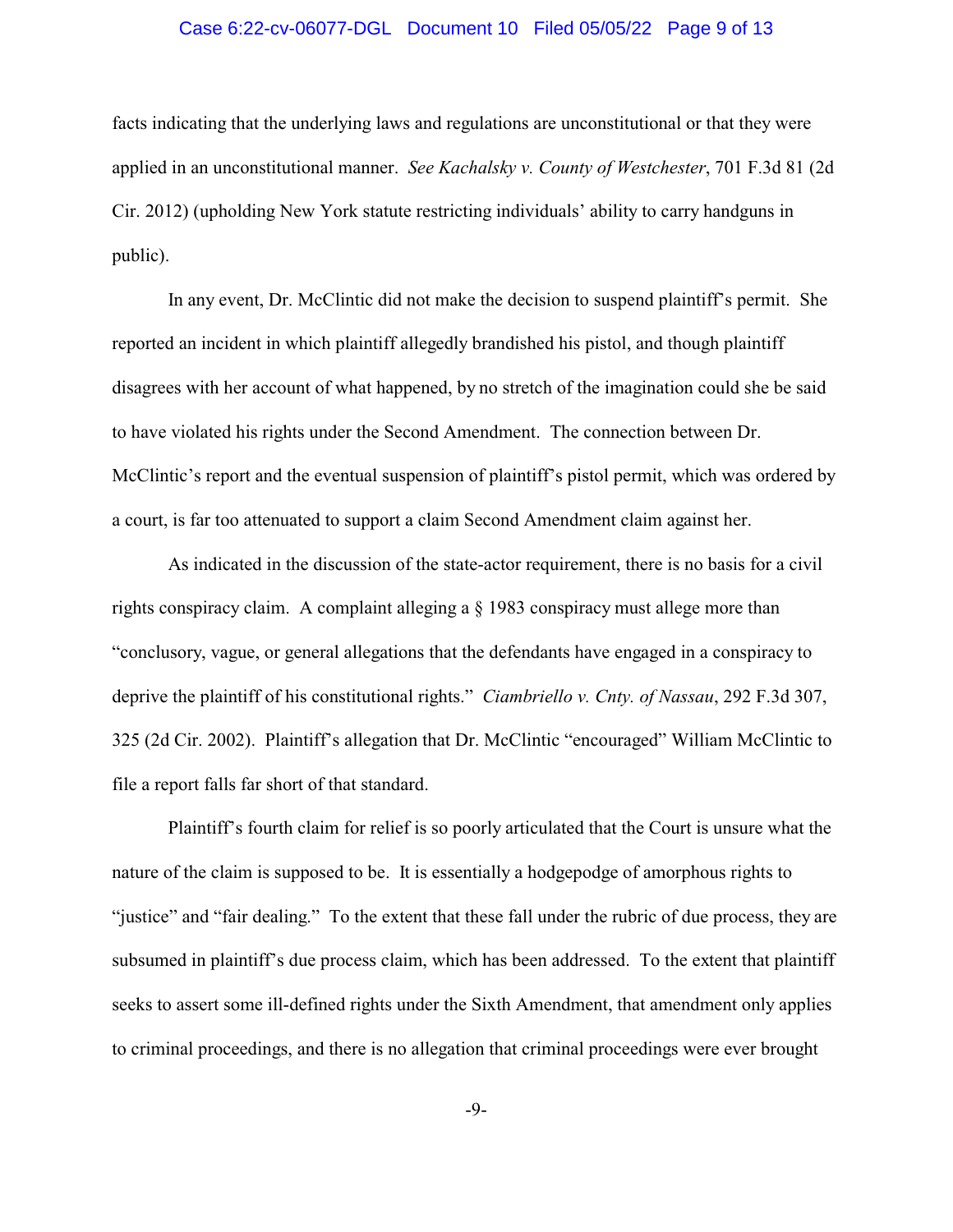facts indicating that the underlying laws and regulations are unconstitutional or that they were applied in an unconstitutional manner. *See Kachalsky v. County of Westchester*, 701 F.3d 81 (2d Cir. 2012) (upholding New York statute restricting individuals' ability to carry handguns in public).

In any event, Dr. McClintic did not make the decision to suspend plaintiff's permit. She reported an incident in which plaintiff allegedly brandished his pistol, and though plaintiff disagrees with her account of what happened, by no stretch of the imagination could she be said to have violated his rights under the Second Amendment. The connection between Dr. McClintic's report and the eventual suspension of plaintiff's pistol permit, which was ordered by a court, is far too attenuated to support a claim Second Amendment claim against her.

As indicated in the discussion of the state-actor requirement, there is no basis for a civil rights conspiracy claim. A complaint alleging a § 1983 conspiracy must allege more than "conclusory, vague, or general allegations that the defendants have engaged in a conspiracy to deprive the plaintiff of his constitutional rights." *Ciambriello v. Cnty. of Nassau*, 292 F.3d 307, 325 (2d Cir. 2002). Plaintiff's allegation that Dr. McClintic "encouraged" William McClintic to file a report falls far short of that standard.

Plaintiff's fourth claim for relief is so poorly articulated that the Court is unsure what the nature of the claim is supposed to be. It is essentially a hodgepodge of amorphous rights to "justice" and "fair dealing." To the extent that these fall under the rubric of due process, they are subsumed in plaintiff's due process claim, which has been addressed. To the extent that plaintiff seeks to assert some ill-defined rights under the Sixth Amendment, that amendment only applies to criminal proceedings, and there is no allegation that criminal proceedings were ever brought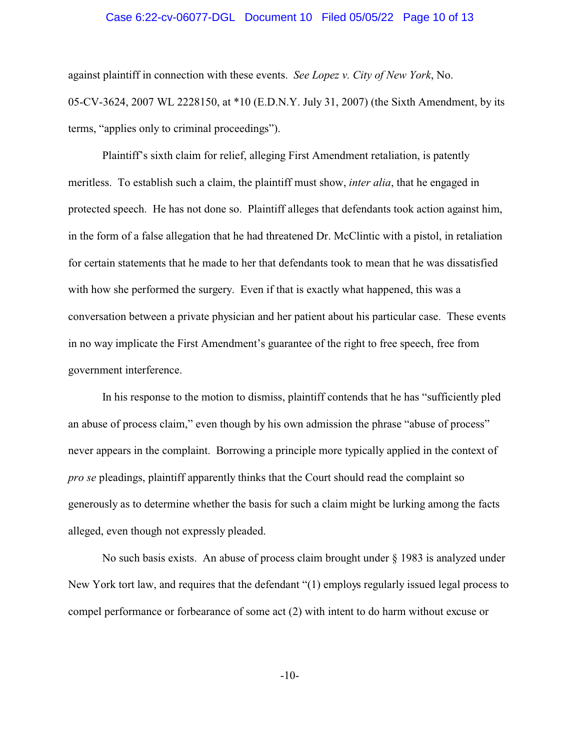against plaintiff in connection with these events. *See Lopez v. City of New York*, No. 05-CV-3624, 2007 WL 2228150, at *10 (E.D.N.Y. July 31, 2007) (the Sixth Amendment, by its terms, "applies only to criminal proceedings").

Plaintiff's sixth claim for relief, alleging First Amendment retaliation, is patently meritless. To establish such a claim, the plaintiff must show, *inter alia*, that he engaged in protected speech. He has not done so. Plaintiff alleges that defendants took action against him, in the form of a false allegation that he had threatened Dr. McClintic with a pistol, in retaliation for certain statements that he made to her that defendants took to mean that he was dissatisfied with how she performed the surgery. Even if that is exactly what happened, this was a conversation between a private physician and her patient about his particular case. These events in no way implicate the First Amendment's guarantee of the right to free speech, free from government interference.

In his response to the motion to dismiss, plaintiff contends that he has "sufficiently pled an abuse of process claim," even though by his own admission the phrase "abuse of process" never appears in the complaint. Borrowing a principle more typically applied in the context of *pro se* pleadings, plaintiff apparently thinks that the Court should read the complaint so generously as to determine whether the basis for such a claim might be lurking among the facts alleged, even though not expressly pleaded.

No such basis exists. An abuse of process claim brought under § 1983 is analyzed under New York tort law, and requires that the defendant "(1) employs regularly issued legal process to compel performance or forbearance of some act (2) with intent to do harm without excuse or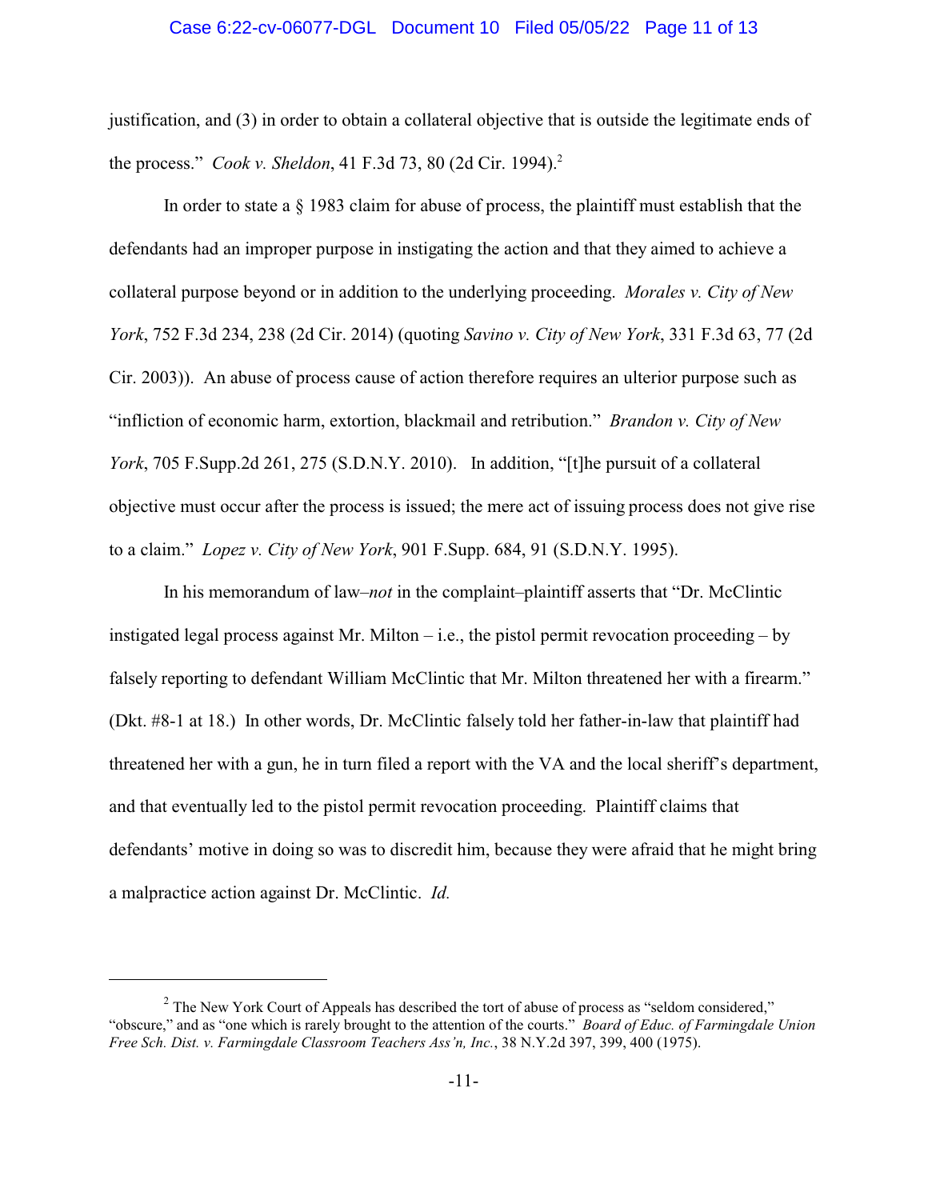justification, and (3) in order to obtain a collateral objective that is outside the legitimate ends of the process." *Cook v. Sheldon*, 41 F.3d 73, 80 (2d Cir. 1994).[2]

In order to state a § 1983 claim for abuse of process, the plaintiff must establish that the defendants had an improper purpose in instigating the action and that they aimed to achieve a collateral purpose beyond or in addition to the underlying proceeding. *Morales v. City of New York*, 752 F.3d 234, 238 (2d Cir. 2014) (quoting *Savino v. City of New York*, 331 F.3d 63, 77 (2d Cir. 2003)). An abuse of process cause of action therefore requires an ulterior purpose such as "infliction of economic harm, extortion, blackmail and retribution." *Brandon v. City of New York*, 705 F.Supp.2d 261, 275 (S.D.N.Y. 2010). In addition, "[t]he pursuit of a collateral objective must occur after the process is issued; the mere act of issuing process does not give rise to a claim." *Lopez v. City of New York*, 901 F.Supp. 684, 91 (S.D.N.Y. 1995).

In his memorandum of law–*not* in the complaint–plaintiff asserts that "Dr. McClintic instigated legal process against Mr. Milton – i.e., the pistol permit revocation proceeding – by falsely reporting to defendant William McClintic that Mr. Milton threatened her with a firearm." (Dkt. #8-1 at 18.) In other words, Dr. McClintic falsely told her father-in-law that plaintiff had threatened her with a gun, he in turn filed a report with the VA and the local sheriff's department, and that eventually led to the pistol permit revocation proceeding. Plaintiff claims that defendants' motive in doing so was to discredit him, because they were afraid that he might bring a malpractice action against Dr. McClintic. *Id.*

---

[2] The New York Court of Appeals has described the tort of abuse of process as "seldom considered," "obscure," and as "one which is rarely brought to the attention of the courts." *Board of Educ. of Farmingdale Union Free Sch. Dist. v. Farmingdale Classroom Teachers Ass'n, Inc.*, 38 N.Y.2d 397, 399, 400 (1975).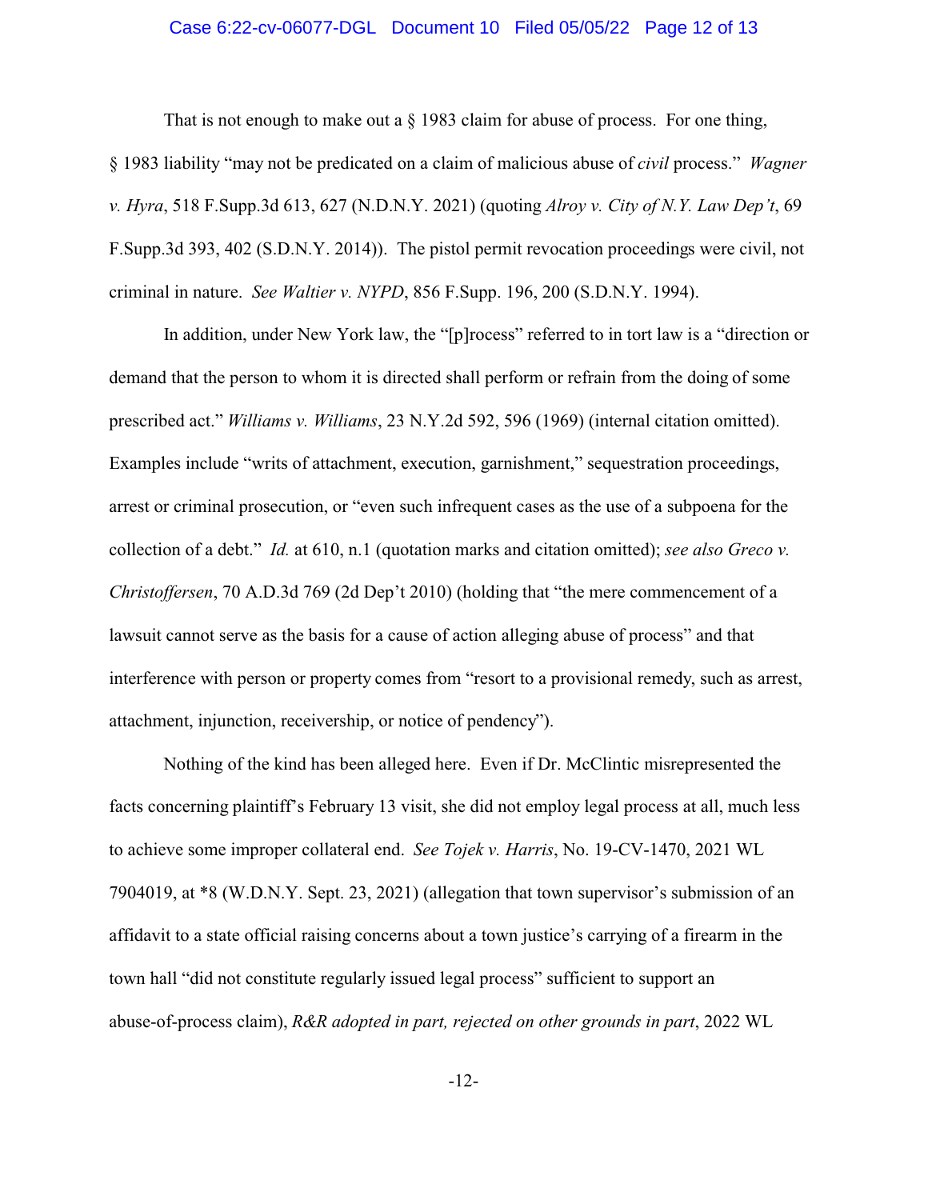That is not enough to make out a § 1983 claim for abuse of process. For one thing, § 1983 liability "may not be predicated on a claim of malicious abuse of *civil* process." *Wagner v. Hyra*, 518 F.Supp.3d 613, 627 (N.D.N.Y. 2021) (quoting *Alroy v. City of N.Y. Law Dep't*, 69 F.Supp.3d 393, 402 (S.D.N.Y. 2014)). The pistol permit revocation proceedings were civil, not criminal in nature. *See Waltier v. NYPD*, 856 F.Supp. 196, 200 (S.D.N.Y. 1994).

In addition, under New York law, the "[p]rocess" referred to in tort law is a "direction or demand that the person to whom it is directed shall perform or refrain from the doing of some prescribed act." *Williams v. Williams*, 23 N.Y.2d 592, 596 (1969) (internal citation omitted). Examples include "writs of attachment, execution, garnishment," sequestration proceedings, arrest or criminal prosecution, or "even such infrequent cases as the use of a subpoena for the collection of a debt." *Id.* at 610, n.1 (quotation marks and citation omitted); *see also Greco v. Christoffersen*, 70 A.D.3d 769 (2d Dep't 2010) (holding that "the mere commencement of a lawsuit cannot serve as the basis for a cause of action alleging abuse of process" and that interference with person or property comes from "resort to a provisional remedy, such as arrest, attachment, injunction, receivership, or notice of pendency").

Nothing of the kind has been alleged here. Even if Dr. McClintic misrepresented the facts concerning plaintiff's February 13 visit, she did not employ legal process at all, much less to achieve some improper collateral end. *See Tojek v. Harris*, No. 19-CV-1470, 2021 WL 7904019, at *8 (W.D.N.Y. Sept. 23, 2021) (allegation that town supervisor's submission of an affidavit to a state official raising concerns about a town justice's carrying of a firearm in the town hall "did not constitute regularly issued legal process" sufficient to support an abuse-of-process claim), *R&R adopted in part, rejected on other grounds in part*, 2022 WL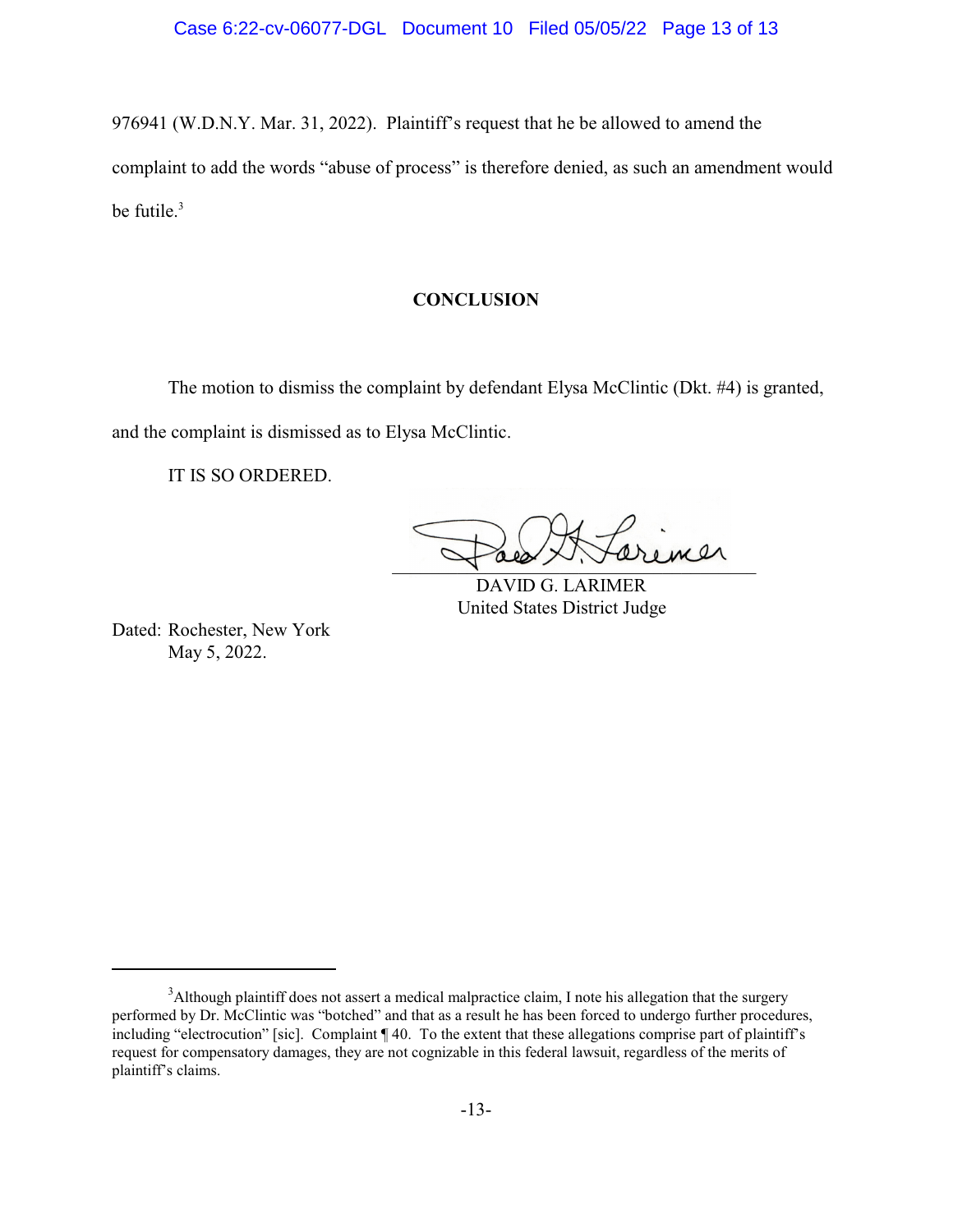976941 (W.D.N.Y. Mar. 31, 2022). Plaintiff's request that he be allowed to amend the complaint to add the words "abuse of process" is therefore denied, as such an amendment would be futile.[3]

## CONCLUSION

The motion to dismiss the complaint by defendant Elysa McClintic (Dkt. #4) is granted, and the complaint is dismissed as to Elysa McClintic.

IT IS SO ORDERED.

DAVID G. LARIMER
United States District Judge

Dated: Rochester, New York
May 5, 2022.

---

[3]Although plaintiff does not assert a medical malpractice claim, I note his allegation that the surgery performed by Dr. McClintic was "botched" and that as a result he has been forced to undergo further procedures, including "electrocution" [sic]. Complaint ¶ 40. To the extent that these allegations comprise part of plaintiff's request for compensatory damages, they are not cognizable in this federal lawsuit, regardless of the merits of plaintiff's claims.